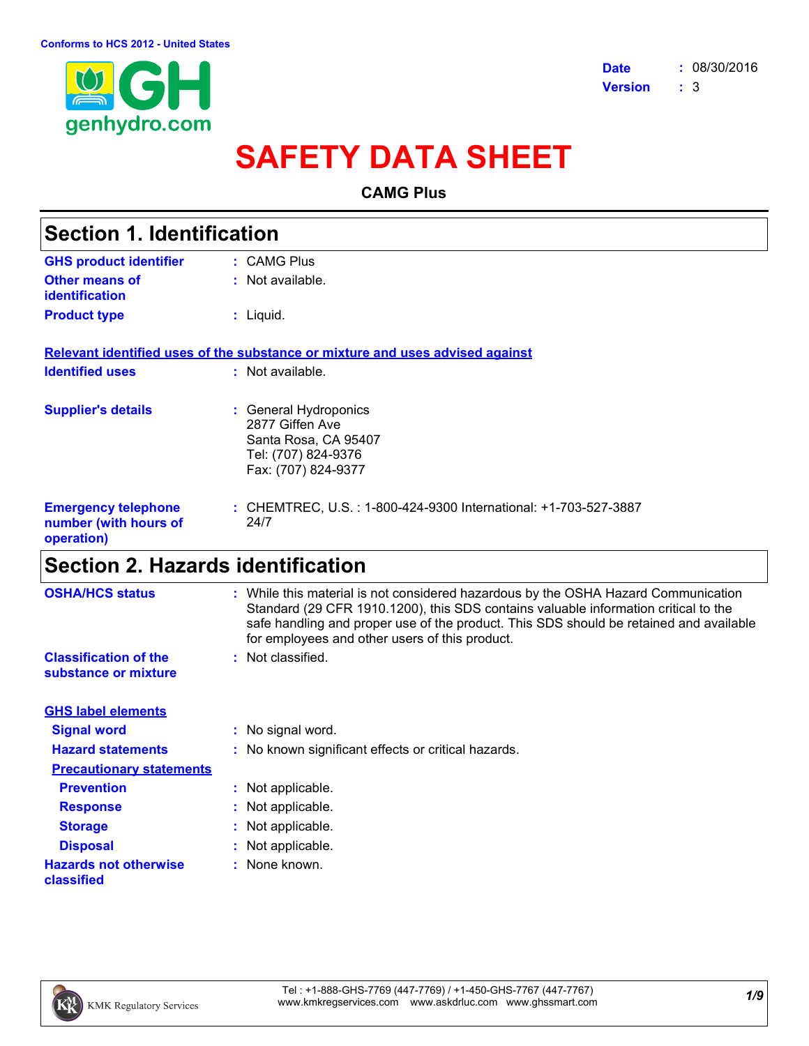Conforms to HCS 2012 - United States

genhydro.com

**Date** : 08/30/2016
**Version** : 3

# SAFETY DATA SHEET

**CAMG Plus**

## Section 1. Identification

**GHS product identifier** : CAMG Plus

**Other means of identification** : Not available.

**Product type** : Liquid.

**Relevant identified uses of the substance or mixture and uses advised against**

**Identified uses** : Not available.

**Supplier's details** : General Hydroponics
2877 Giffen Ave
Santa Rosa, CA 95407
Tel: (707) 824-9376
Fax: (707) 824-9377

**Emergency telephone number (with hours of operation)** : CHEMTREC, U.S. : 1-800-424-9300 International: +1-703-527-3887
24/7

## Section 2. Hazards identification

**OSHA/HCS status** : While this material is not considered hazardous by the OSHA Hazard Communication Standard (29 CFR 1910.1200), this SDS contains valuable information critical to the safe handling and proper use of the product. This SDS should be retained and available for employees and other users of this product.

**Classification of the substance or mixture** : Not classified.

**GHS label elements**

**Signal word** : No signal word.

**Hazard statements** : No known significant effects or critical hazards.

**Precautionary statements**

**Prevention** : Not applicable.

**Response** : Not applicable.

**Storage** : Not applicable.

**Disposal** : Not applicable.

**Hazards not otherwise classified** : None known.

KMK Regulatory Services

Tel : +1-888-GHS-7769 (447-7769) / +1-450-GHS-7767 (447-7767)
www.kmkregservices.com www.askdrluc.com www.ghssmart.com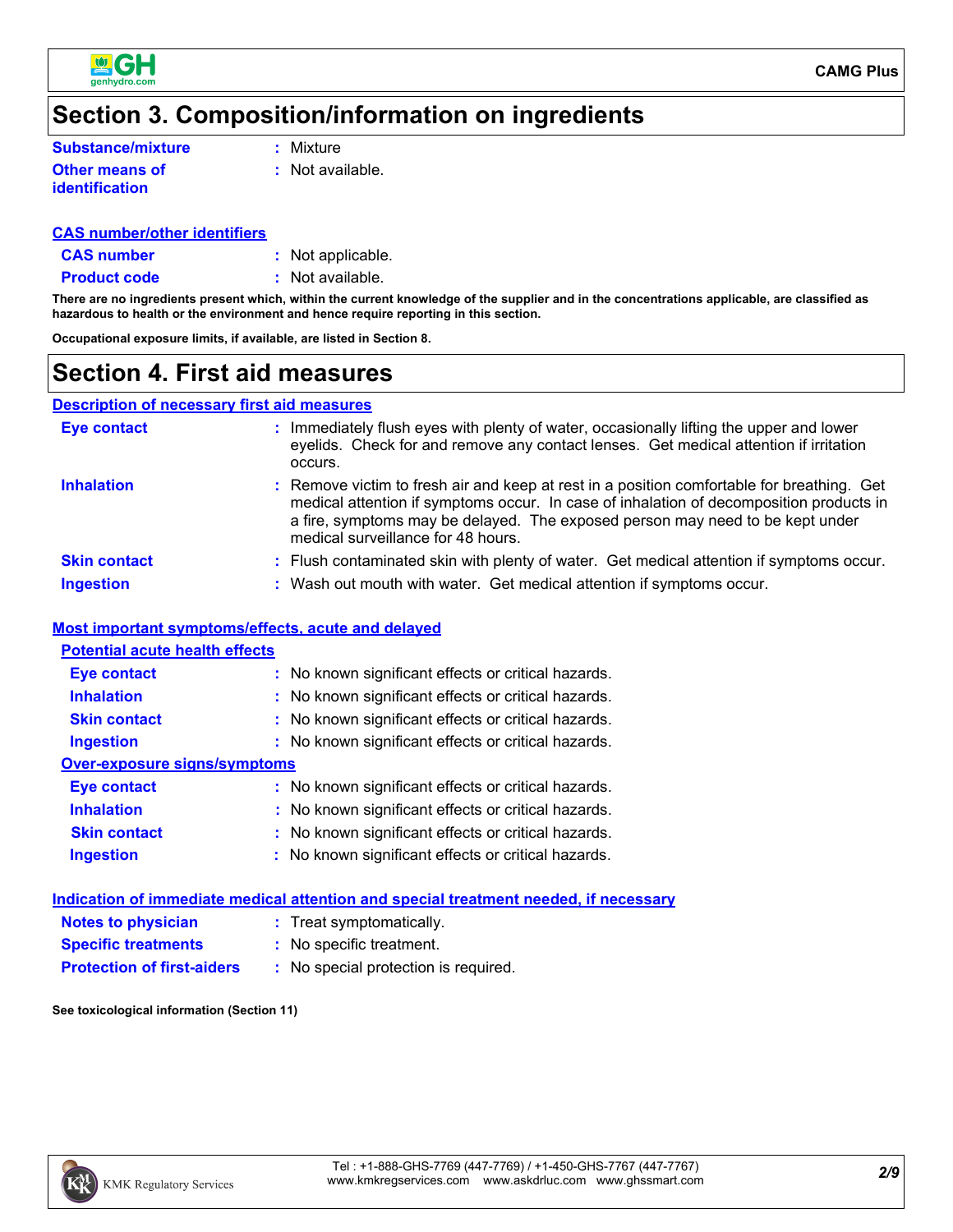## Section 3. Composition/information on ingredients

| | |
|---|---|
| **Substance/mixture** | : Mixture |
| **Other means of identification** | : Not available. |

**CAS number/other identifiers**

| | |
|---|---|
| **CAS number** | : Not applicable. |
| **Product code** | : Not available. |

**There are no ingredients present which, within the current knowledge of the supplier and in the concentrations applicable, are classified as hazardous to health or the environment and hence require reporting in this section.**

**Occupational exposure limits, if available, are listed in Section 8.**

## Section 4. First aid measures

**Description of necessary first aid measures**

| | |
|---|---|
| **Eye contact** | : Immediately flush eyes with plenty of water, occasionally lifting the upper and lower eyelids. Check for and remove any contact lenses. Get medical attention if irritation occurs. |
| **Inhalation** | : Remove victim to fresh air and keep at rest in a position comfortable for breathing. Get medical attention if symptoms occur. In case of inhalation of decomposition products in a fire, symptoms may be delayed. The exposed person may need to be kept under medical surveillance for 48 hours. |
| **Skin contact** | : Flush contaminated skin with plenty of water. Get medical attention if symptoms occur. |
| **Ingestion** | : Wash out mouth with water. Get medical attention if symptoms occur. |

**Most important symptoms/effects, acute and delayed**

**Potential acute health effects**

| | |
|---|---|
| **Eye contact** | : No known significant effects or critical hazards. |
| **Inhalation** | : No known significant effects or critical hazards. |
| **Skin contact** | : No known significant effects or critical hazards. |
| **Ingestion** | : No known significant effects or critical hazards. |

**Over-exposure signs/symptoms**

| | |
|---|---|
| **Eye contact** | : No known significant effects or critical hazards. |
| **Inhalation** | : No known significant effects or critical hazards. |
| **Skin contact** | : No known significant effects or critical hazards. |
| **Ingestion** | : No known significant effects or critical hazards. |

**Indication of immediate medical attention and special treatment needed, if necessary**

| | |
|---|---|
| **Notes to physician** | : Treat symptomatically. |
| **Specific treatments** | : No specific treatment. |
| **Protection of first-aiders** | : No special protection is required. |

**See toxicological information (Section 11)**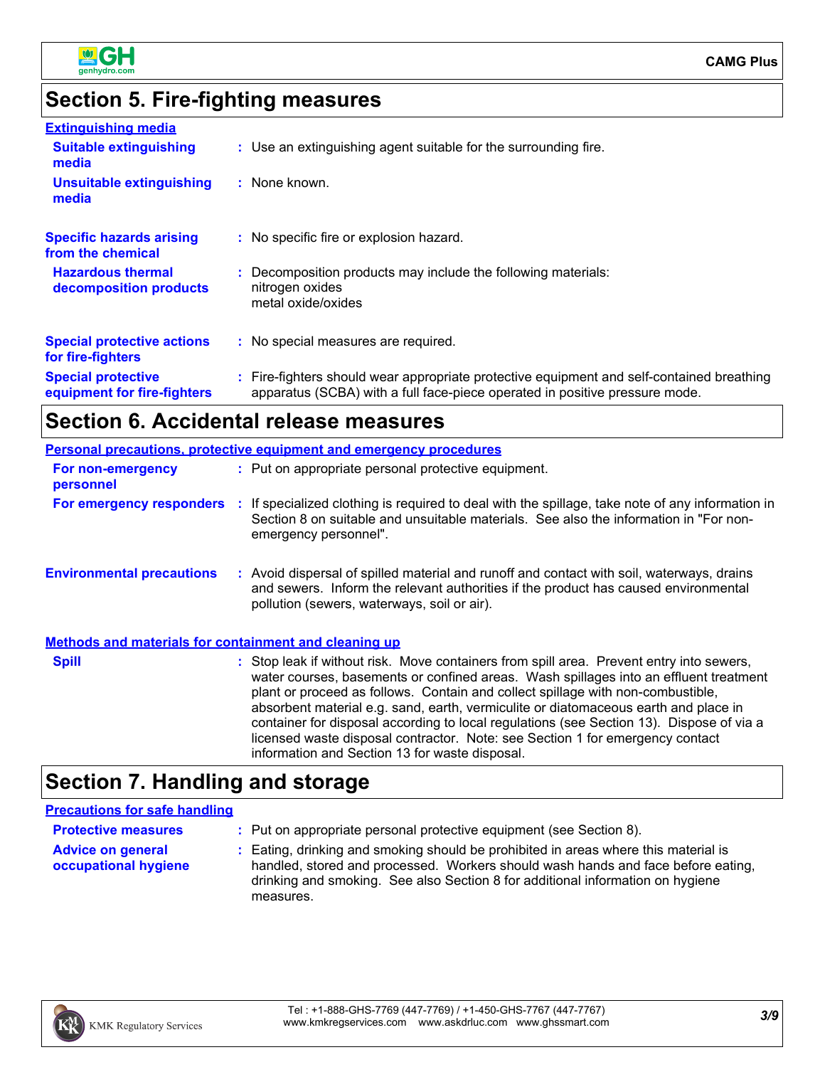## Section 5. Fire-fighting measures

### Extinguishing media

**Suitable extinguishing media** : Use an extinguishing agent suitable for the surrounding fire.

**Unsuitable extinguishing media** : None known.

**Specific hazards arising from the chemical** : No specific fire or explosion hazard.

**Hazardous thermal decomposition products** : Decomposition products may include the following materials:
nitrogen oxides
metal oxide/oxides

**Special protective actions for fire-fighters** : No special measures are required.

**Special protective equipment for fire-fighters** : Fire-fighters should wear appropriate protective equipment and self-contained breathing apparatus (SCBA) with a full face-piece operated in positive pressure mode.

## Section 6. Accidental release measures

### Personal precautions, protective equipment and emergency procedures

**For non-emergency personnel** : Put on appropriate personal protective equipment.

**For emergency responders** : If specialized clothing is required to deal with the spillage, take note of any information in Section 8 on suitable and unsuitable materials. See also the information in "For non-emergency personnel".

**Environmental precautions** : Avoid dispersal of spilled material and runoff and contact with soil, waterways, drains and sewers. Inform the relevant authorities if the product has caused environmental pollution (sewers, waterways, soil or air).

### Methods and materials for containment and cleaning up

**Spill** : Stop leak if without risk. Move containers from spill area. Prevent entry into sewers, water courses, basements or confined areas. Wash spillages into an effluent treatment plant or proceed as follows. Contain and collect spillage with non-combustible, absorbent material e.g. sand, earth, vermiculite or diatomaceous earth and place in container for disposal according to local regulations (see Section 13). Dispose of via a licensed waste disposal contractor. Note: see Section 1 for emergency contact information and Section 13 for waste disposal.

## Section 7. Handling and storage

### Precautions for safe handling

**Protective measures** : Put on appropriate personal protective equipment (see Section 8).

**Advice on general occupational hygiene** : Eating, drinking and smoking should be prohibited in areas where this material is handled, stored and processed. Workers should wash hands and face before eating, drinking and smoking. See also Section 8 for additional information on hygiene measures.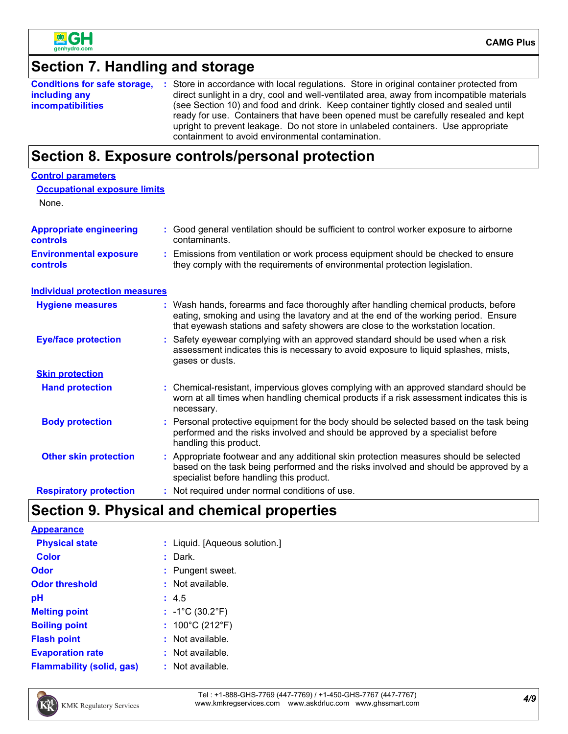## Section 7. Handling and storage

**Conditions for safe storage, including any incompatibilities** : Store in accordance with local regulations. Store in original container protected from direct sunlight in a dry, cool and well-ventilated area, away from incompatible materials (see Section 10) and food and drink. Keep container tightly closed and sealed until ready for use. Containers that have been opened must be carefully resealed and kept upright to prevent leakage. Do not store in unlabeled containers. Use appropriate containment to avoid environmental contamination.

## Section 8. Exposure controls/personal protection

### Control parameters

#### Occupational exposure limits

None.

**Appropriate engineering controls** : Good general ventilation should be sufficient to control worker exposure to airborne contaminants.

**Environmental exposure controls** : Emissions from ventilation or work process equipment should be checked to ensure they comply with the requirements of environmental protection legislation.

### Individual protection measures

**Hygiene measures** : Wash hands, forearms and face thoroughly after handling chemical products, before eating, smoking and using the lavatory and at the end of the working period. Ensure that eyewash stations and safety showers are close to the workstation location.

**Eye/face protection** : Safety eyewear complying with an approved standard should be used when a risk assessment indicates this is necessary to avoid exposure to liquid splashes, mists, gases or dusts.

#### Skin protection

**Hand protection** : Chemical-resistant, impervious gloves complying with an approved standard should be worn at all times when handling chemical products if a risk assessment indicates this is necessary.

**Body protection** : Personal protective equipment for the body should be selected based on the task being performed and the risks involved and should be approved by a specialist before handling this product.

**Other skin protection** : Appropriate footwear and any additional skin protection measures should be selected based on the task being performed and the risks involved and should be approved by a specialist before handling this product.

**Respiratory protection** : Not required under normal conditions of use.

## Section 9. Physical and chemical properties

### Appearance

**Physical state** : Liquid. [Aqueous solution.]

**Color** : Dark.

**Odor** : Pungent sweet.

**Odor threshold** : Not available.

**pH** : 4.5

**Melting point** : -1°C (30.2°F)

**Boiling point** : 100°C (212°F)

**Flash point** : Not available.

**Evaporation rate** : Not available.

**Flammability (solid, gas)** : Not available.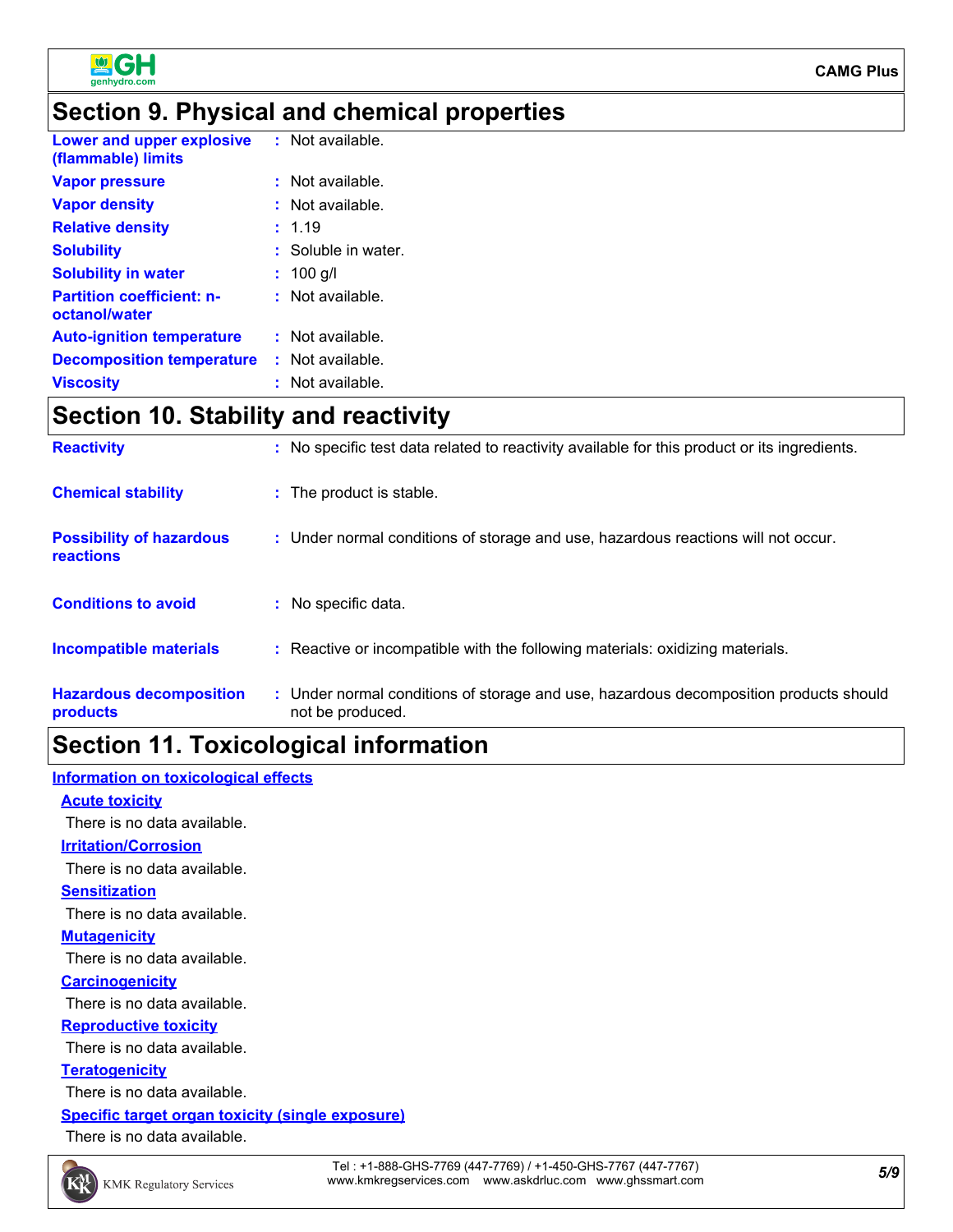## Section 9. Physical and chemical properties

| | |
|---|---|
| **Lower and upper explosive (flammable) limits** | : Not available. |
| **Vapor pressure** | : Not available. |
| **Vapor density** | : Not available. |
| **Relative density** | : 1.19 |
| **Solubility** | : Soluble in water. |
| **Solubility in water** | : 100 g/l |
| **Partition coefficient: n-octanol/water** | : Not available. |
| **Auto-ignition temperature** | : Not available. |
| **Decomposition temperature** | : Not available. |
| **Viscosity** | : Not available. |

## Section 10. Stability and reactivity

| | |
|---|---|
| **Reactivity** | : No specific test data related to reactivity available for this product or its ingredients. |
| **Chemical stability** | : The product is stable. |
| **Possibility of hazardous reactions** | : Under normal conditions of storage and use, hazardous reactions will not occur. |
| **Conditions to avoid** | : No specific data. |
| **Incompatible materials** | : Reactive or incompatible with the following materials: oxidizing materials. |
| **Hazardous decomposition products** | : Under normal conditions of storage and use, hazardous decomposition products should not be produced. |

## Section 11. Toxicological information

### Information on toxicological effects

**Acute toxicity**

There is no data available.

**Irritation/Corrosion**

There is no data available.

**Sensitization**

There is no data available.

**Mutagenicity**

There is no data available.

**Carcinogenicity**

There is no data available.

**Reproductive toxicity**

There is no data available.

**Teratogenicity**

There is no data available.

**Specific target organ toxicity (single exposure)**

There is no data available.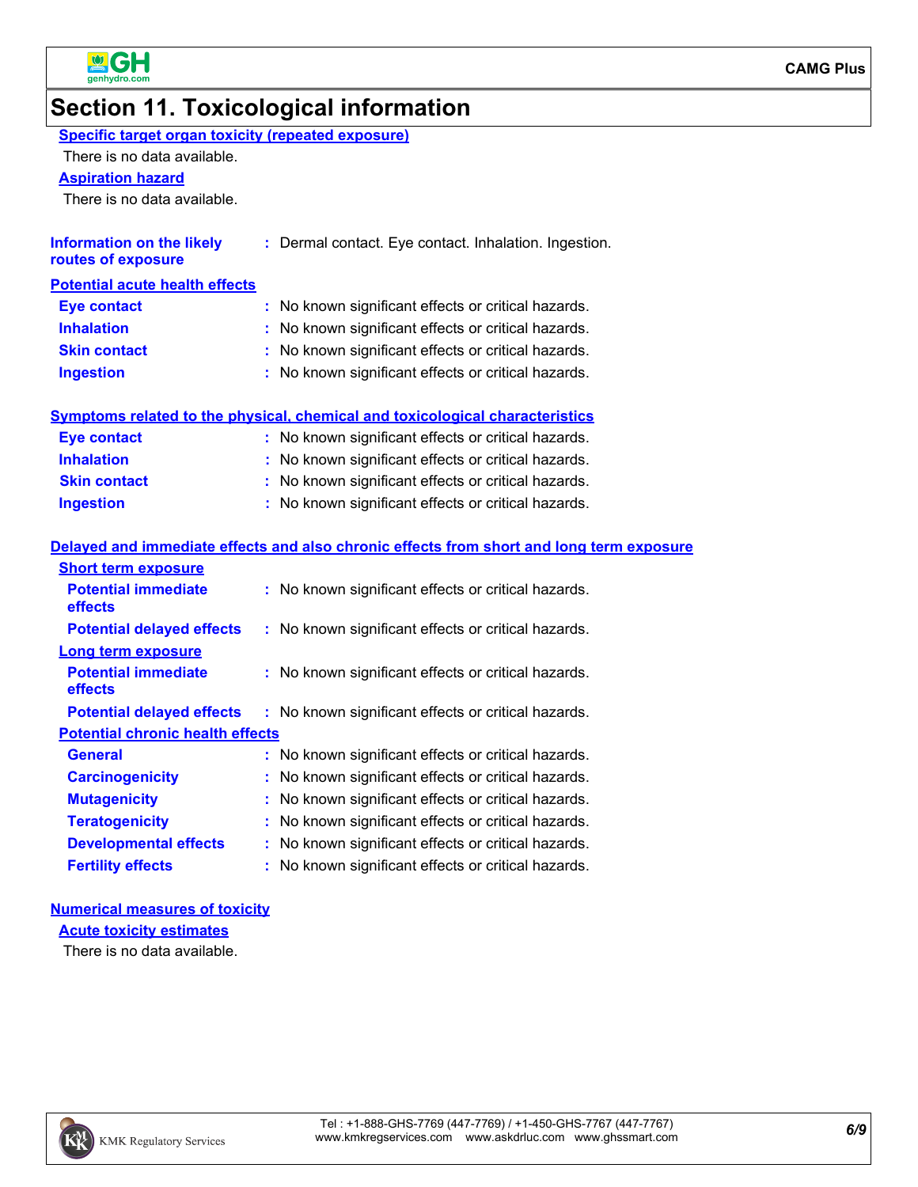## Section 11. Toxicological information

### Specific target organ toxicity (repeated exposure)

There is no data available.

### Aspiration hazard

There is no data available.

**Information on the likely routes of exposure** : Dermal contact. Eye contact. Inhalation. Ingestion.

### Potential acute health effects

| | |
|---|---|
| **Eye contact** | : No known significant effects or critical hazards. |
| **Inhalation** | : No known significant effects or critical hazards. |
| **Skin contact** | : No known significant effects or critical hazards. |
| **Ingestion** | : No known significant effects or critical hazards. |

### Symptoms related to the physical, chemical and toxicological characteristics

| | |
|---|---|
| **Eye contact** | : No known significant effects or critical hazards. |
| **Inhalation** | : No known significant effects or critical hazards. |
| **Skin contact** | : No known significant effects or critical hazards. |
| **Ingestion** | : No known significant effects or critical hazards. |

### Delayed and immediate effects and also chronic effects from short and long term exposure

#### Short term exposure

| | |
|---|---|
| **Potential immediate effects** | : No known significant effects or critical hazards. |
| **Potential delayed effects** | : No known significant effects or critical hazards. |

#### Long term exposure

| | |
|---|---|
| **Potential immediate effects** | : No known significant effects or critical hazards. |
| **Potential delayed effects** | : No known significant effects or critical hazards. |

#### Potential chronic health effects

| | |
|---|---|
| **General** | : No known significant effects or critical hazards. |
| **Carcinogenicity** | : No known significant effects or critical hazards. |
| **Mutagenicity** | : No known significant effects or critical hazards. |
| **Teratogenicity** | : No known significant effects or critical hazards. |
| **Developmental effects** | : No known significant effects or critical hazards. |
| **Fertility effects** | : No known significant effects or critical hazards. |

### Numerical measures of toxicity

#### Acute toxicity estimates

There is no data available.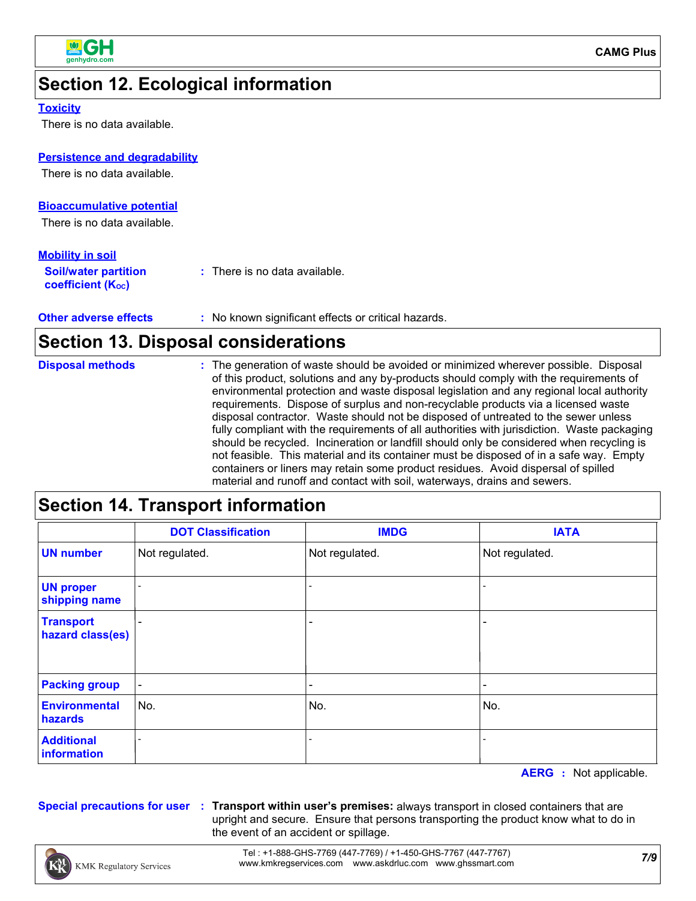## Section 12. Ecological information

**Toxicity**

There is no data available.

**Persistence and degradability**

There is no data available.

**Bioaccumulative potential**

There is no data available.

**Mobility in soil**

**Soil/water partition coefficient ($K_{OC}$)** : There is no data available.

**Other adverse effects** : No known significant effects or critical hazards.

## Section 13. Disposal considerations

**Disposal methods** : The generation of waste should be avoided or minimized wherever possible. Disposal of this product, solutions and any by-products should comply with the requirements of environmental protection and waste disposal legislation and any regional local authority requirements. Dispose of surplus and non-recyclable products via a licensed waste disposal contractor. Waste should not be disposed of untreated to the sewer unless fully compliant with the requirements of all authorities with jurisdiction. Waste packaging should be recycled. Incineration or landfill should only be considered when recycling is not feasible. This material and its container must be disposed of in a safe way. Empty containers or liners may retain some product residues. Avoid dispersal of spilled material and runoff and contact with soil, waterways, drains and sewers.

## Section 14. Transport information

| | DOT Classification | IMDG | IATA |
|---|---|---|---|
| **UN number** | Not regulated. | Not regulated. | Not regulated. |
| **UN proper shipping name** | - | - | - |
| **Transport hazard class(es)** | - | - | - |
| **Packing group** | - | - | - |
| **Environmental hazards** | No. | No. | No. |
| **Additional information** | - | - | - |

**AERG** : Not applicable.

**Special precautions for user** : **Transport within user's premises:** always transport in closed containers that are upright and secure. Ensure that persons transporting the product know what to do in the event of an accident or spillage.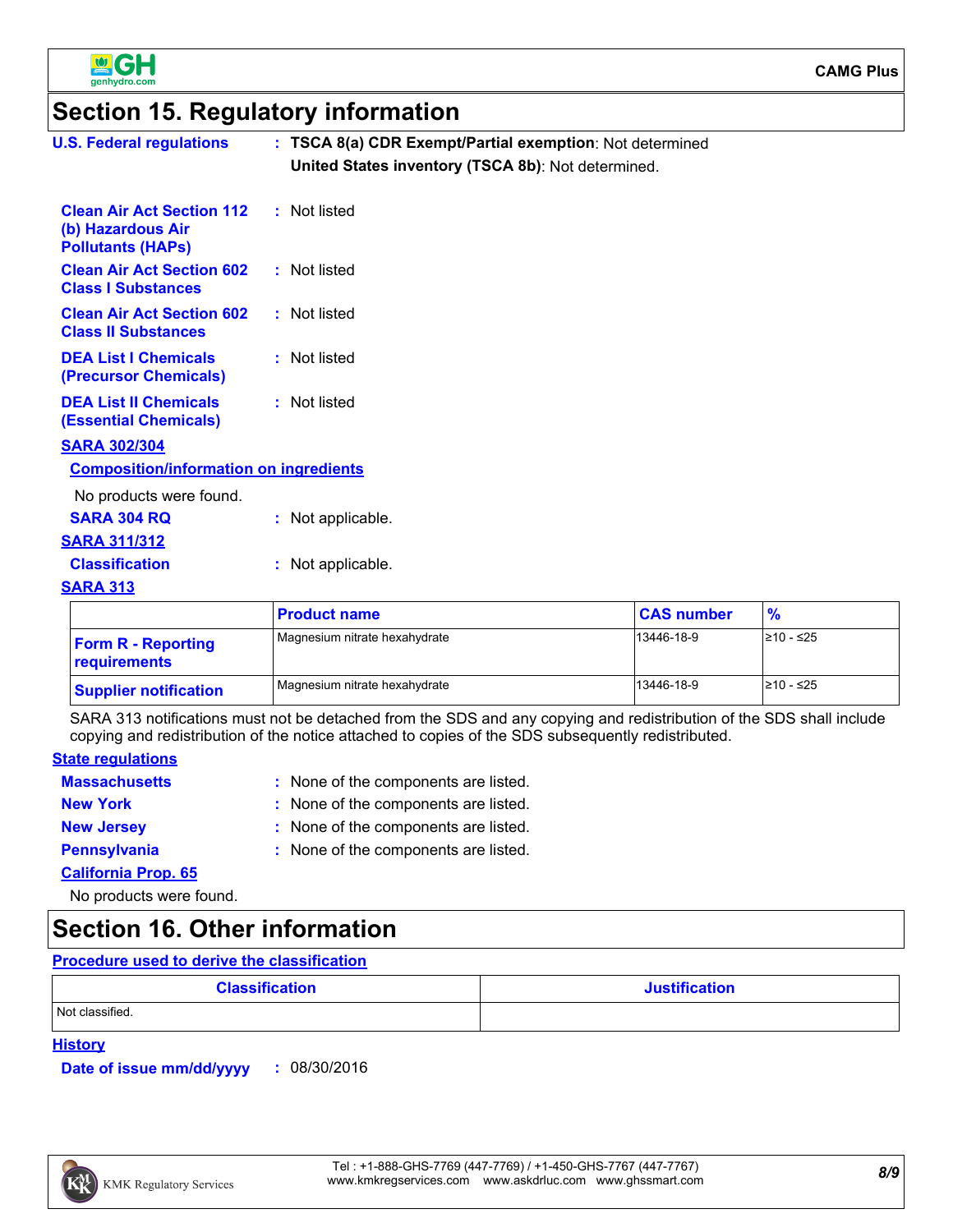## Section 15. Regulatory information

**U.S. Federal regulations** : **TSCA 8(a) CDR Exempt/Partial exemption**: Not determined

**United States inventory (TSCA 8b)**: Not determined.

**Clean Air Act Section 112 (b) Hazardous Air Pollutants (HAPs)** : Not listed

**Clean Air Act Section 602 Class I Substances** : Not listed

**Clean Air Act Section 602 Class II Substances** : Not listed

**DEA List I Chemicals (Precursor Chemicals)** : Not listed

**DEA List II Chemicals (Essential Chemicals)** : Not listed

**SARA 302/304**

**Composition/information on ingredients**

No products were found.

**SARA 304 RQ** : Not applicable.

**SARA 311/312**

**Classification** : Not applicable.

**SARA 313**

| | Product name | CAS number | % |
|---|---|---|---|
| **Form R - Reporting requirements** | Magnesium nitrate hexahydrate | 13446-18-9 | ≥10 - ≤25 |
| **Supplier notification** | Magnesium nitrate hexahydrate | 13446-18-9 | ≥10 - ≤25 |

SARA 313 notifications must not be detached from the SDS and any copying and redistribution of the SDS shall include copying and redistribution of the notice attached to copies of the SDS subsequently redistributed.

**State regulations**

**Massachusetts** : None of the components are listed.

**New York** : None of the components are listed.

**New Jersey** : None of the components are listed.

**Pennsylvania** : None of the components are listed.

**California Prop. 65**

No products were found.

## Section 16. Other information

**Procedure used to derive the classification**

| Classification | Justification |
|---|---|
| Not classified. | |

**History**

**Date of issue mm/dd/yyyy** : 08/30/2016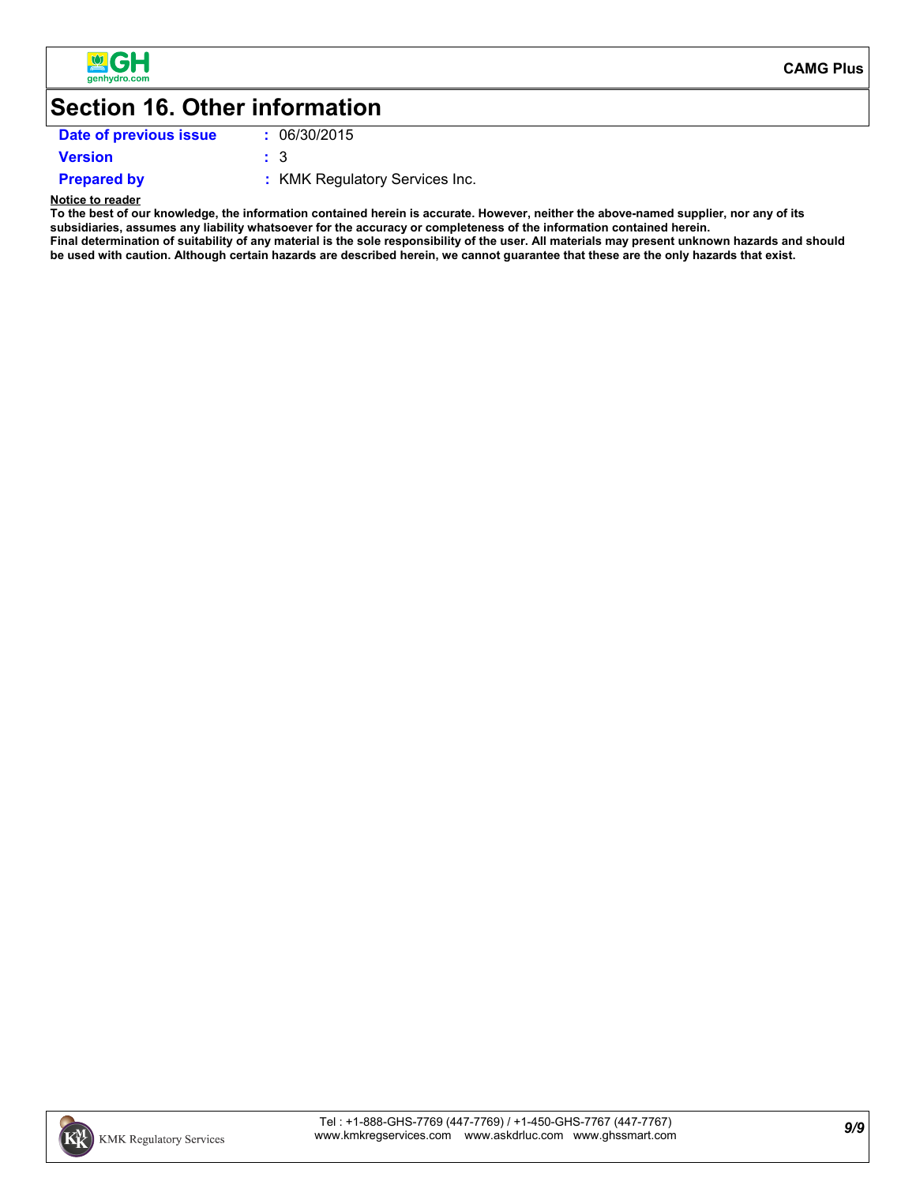## Section 16. Other information

**Date of previous issue** : 06/30/2015

**Version** : 3

**Prepared by** : KMK Regulatory Services Inc.

**Notice to reader**

**To the best of our knowledge, the information contained herein is accurate. However, neither the above-named supplier, nor any of its subsidiaries, assumes any liability whatsoever for the accuracy or completeness of the information contained herein.**
**Final determination of suitability of any material is the sole responsibility of the user. All materials may present unknown hazards and should be used with caution. Although certain hazards are described herein, we cannot guarantee that these are the only hazards that exist.**